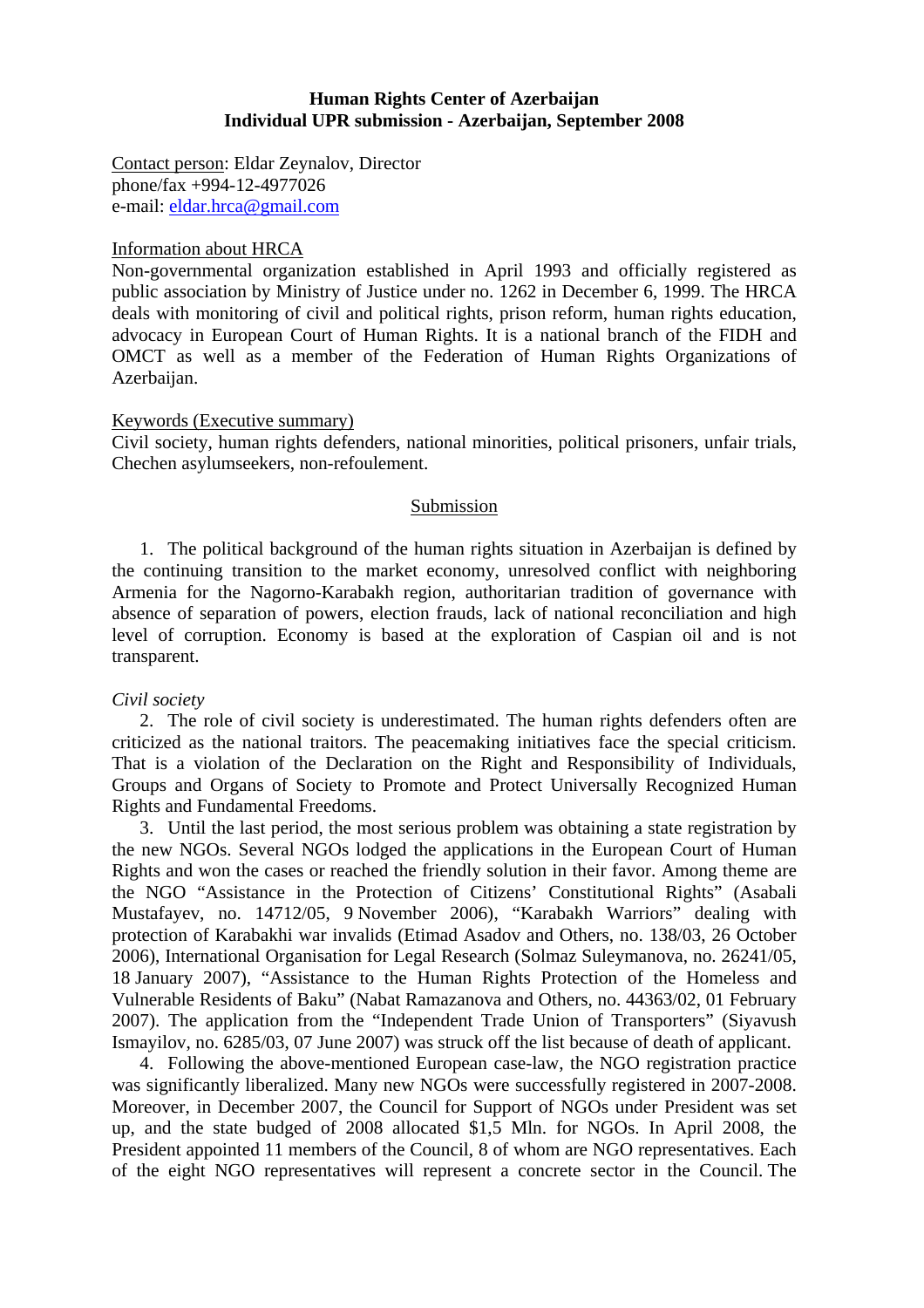**Human Rights Center of Azerbaijan**
**Individual UPR submission - Azerbaijan, September 2008**

Contact person: Eldar Zeynalov, Director
phone/fax +994-12-4977026
e-mail: eldar.hrca@gmail.com

Information about HRCA
Non-governmental organization established in April 1993 and officially registered as public association by Ministry of Justice under no. 1262 in December 6, 1999. The HRCA deals with monitoring of civil and political rights, prison reform, human rights education, advocacy in European Court of Human Rights. It is a national branch of the FIDH and OMCT as well as a member of the Federation of Human Rights Organizations of Azerbaijan.

Keywords (Executive summary)
Civil society, human rights defenders, national minorities, political prisoners, unfair trials, Chechen asylumseekers, non-refoulement.

Submission

1. The political background of the human rights situation in Azerbaijan is defined by the continuing transition to the market economy, unresolved conflict with neighboring Armenia for the Nagorno-Karabakh region, authoritarian tradition of governance with absence of separation of powers, election frauds, lack of national reconciliation and high level of corruption. Economy is based at the exploration of Caspian oil and is not transparent.

*Civil society*

2. The role of civil society is underestimated. The human rights defenders often are criticized as the national traitors. The peacemaking initiatives face the special criticism. That is a violation of the Declaration on the Right and Responsibility of Individuals, Groups and Organs of Society to Promote and Protect Universally Recognized Human Rights and Fundamental Freedoms.

3. Until the last period, the most serious problem was obtaining a state registration by the new NGOs. Several NGOs lodged the applications in the European Court of Human Rights and won the cases or reached the friendly solution in their favor. Among theme are the NGO "Assistance in the Protection of Citizens' Constitutional Rights" (Asabali Mustafayev, no. 14712/05, 9 November 2006), "Karabakh Warriors" dealing with protection of Karabakhi war invalids (Etimad Asadov and Others, no. 138/03, 26 October 2006), International Organisation for Legal Research (Solmaz Suleymanova, no. 26241/05, 18 January 2007), "Assistance to the Human Rights Protection of the Homeless and Vulnerable Residents of Baku" (Nabat Ramazanova and Others, no. 44363/02, 01 February 2007). The application from the "Independent Trade Union of Transporters" (Siyavush Ismayilov, no. 6285/03, 07 June 2007) was struck off the list because of death of applicant.

4. Following the above-mentioned European case-law, the NGO registration practice was significantly liberalized. Many new NGOs were successfully registered in 2007-2008. Moreover, in December 2007, the Council for Support of NGOs under President was set up, and the state budged of 2008 allocated $1,5 Mln. for NGOs. In April 2008, the President appointed 11 members of the Council, 8 of whom are NGO representatives. Each of the eight NGO representatives will represent a concrete sector in the Council. The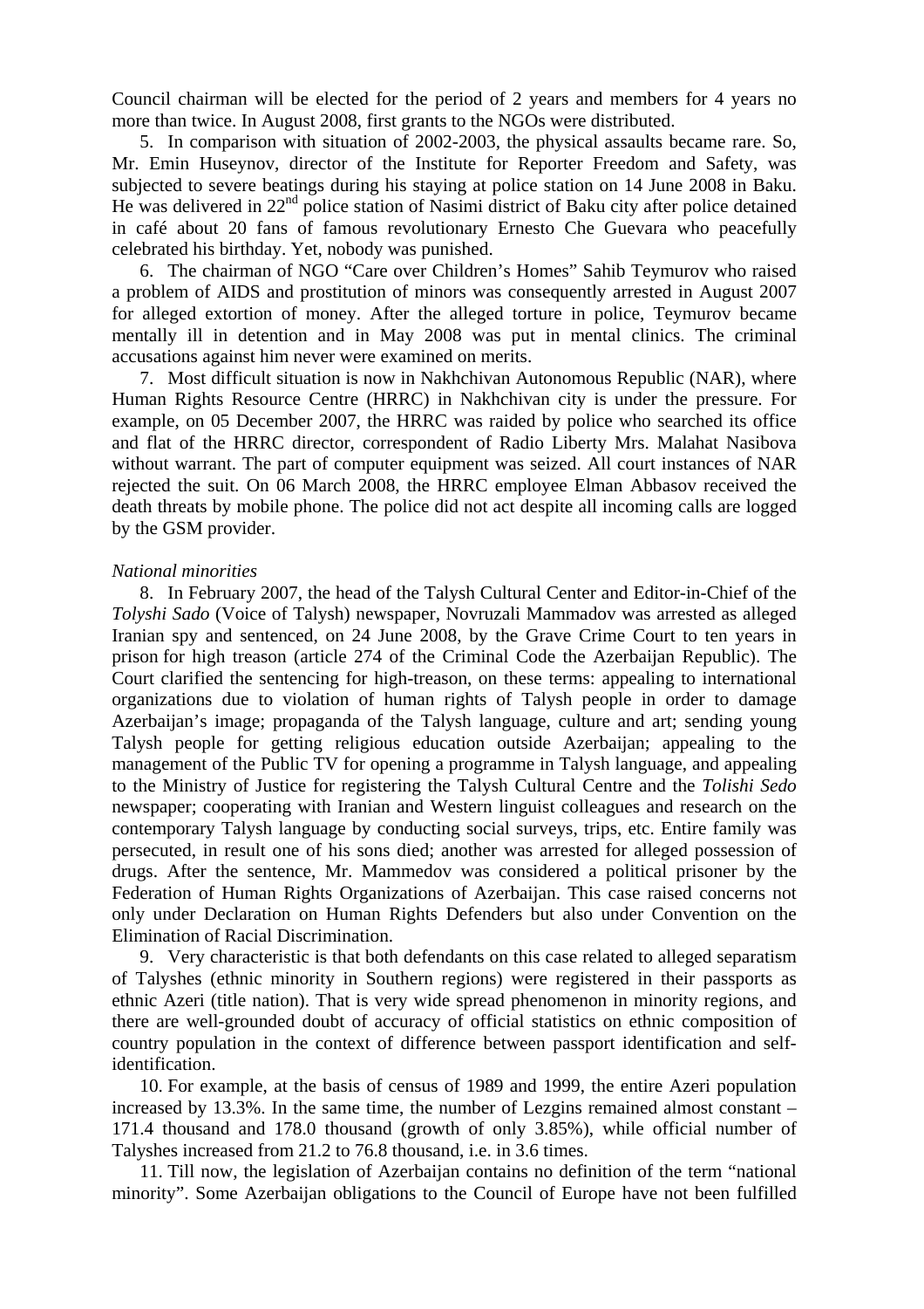Council chairman will be elected for the period of 2 years and members for 4 years no more than twice. In August 2008, first grants to the NGOs were distributed.

5. In comparison with situation of 2002-2003, the physical assaults became rare. So, Mr. Emin Huseynov, director of the Institute for Reporter Freedom and Safety, was subjected to severe beatings during his staying at police station on 14 June 2008 in Baku. He was delivered in 22nd police station of Nasimi district of Baku city after police detained in café about 20 fans of famous revolutionary Ernesto Che Guevara who peacefully celebrated his birthday. Yet, nobody was punished.

6. The chairman of NGO "Care over Children's Homes" Sahib Teymurov who raised a problem of AIDS and prostitution of minors was consequently arrested in August 2007 for alleged extortion of money. After the alleged torture in police, Teymurov became mentally ill in detention and in May 2008 was put in mental clinics. The criminal accusations against him never were examined on merits.

7. Most difficult situation is now in Nakhchivan Autonomous Republic (NAR), where Human Rights Resource Centre (HRRC) in Nakhchivan city is under the pressure. For example, on 05 December 2007, the HRRC was raided by police who searched its office and flat of the HRRC director, correspondent of Radio Liberty Mrs. Malahat Nasibova without warrant. The part of computer equipment was seized. All court instances of NAR rejected the suit. On 06 March 2008, the HRRC employee Elman Abbasov received the death threats by mobile phone. The police did not act despite all incoming calls are logged by the GSM provider.

*National minorities*

8. In February 2007, the head of the Talysh Cultural Center and Editor-in-Chief of the *Tolyshi Sado* (Voice of Talysh) newspaper, Novruzali Mammadov was arrested as alleged Iranian spy and sentenced, on 24 June 2008, by the Grave Crime Court to ten years in prison for high treason (article 274 of the Criminal Code the Azerbaijan Republic). The Court clarified the sentencing for high-treason, on these terms: appealing to international organizations due to violation of human rights of Talysh people in order to damage Azerbaijan's image; propaganda of the Talysh language, culture and art; sending young Talysh people for getting religious education outside Azerbaijan; appealing to the management of the Public TV for opening a programme in Talysh language, and appealing to the Ministry of Justice for registering the Talysh Cultural Centre and the *Tolishi Sedo* newspaper; cooperating with Iranian and Western linguist colleagues and research on the contemporary Talysh language by conducting social surveys, trips, etc. Entire family was persecuted, in result one of his sons died; another was arrested for alleged possession of drugs. After the sentence, Mr. Mammedov was considered a political prisoner by the Federation of Human Rights Organizations of Azerbaijan. This case raised concerns not only under Declaration on Human Rights Defenders but also under Convention on the Elimination of Racial Discrimination.

9. Very characteristic is that both defendants on this case related to alleged separatism of Talyshes (ethnic minority in Southern regions) were registered in their passports as ethnic Azeri (title nation). That is very wide spread phenomenon in minority regions, and there are well-grounded doubt of accuracy of official statistics on ethnic composition of country population in the context of difference between passport identification and self-identification.

10. For example, at the basis of census of 1989 and 1999, the entire Azeri population increased by 13.3%. In the same time, the number of Lezgins remained almost constant – 171.4 thousand and 178.0 thousand (growth of only 3.85%), while official number of Talyshes increased from 21.2 to 76.8 thousand, i.e. in 3.6 times.

11. Till now, the legislation of Azerbaijan contains no definition of the term "national minority". Some Azerbaijan obligations to the Council of Europe have not been fulfilled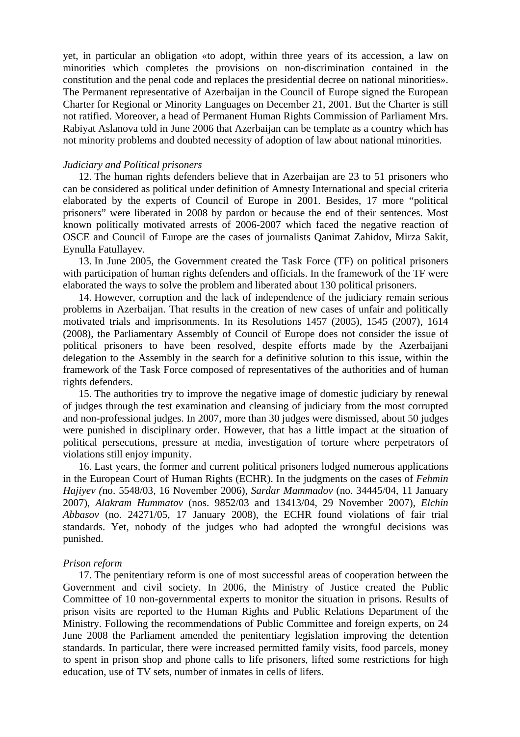yet, in particular an obligation «to adopt, within three years of its accession, a law on minorities which completes the provisions on non-discrimination contained in the constitution and the penal code and replaces the presidential decree on national minorities». The Permanent representative of Azerbaijan in the Council of Europe signed the European Charter for Regional or Minority Languages on December 21, 2001. But the Charter is still not ratified. Moreover, a head of Permanent Human Rights Commission of Parliament Mrs. Rabiyat Aslanova told in June 2006 that Azerbaijan can be template as a country which has not minority problems and doubted necessity of adoption of law about national minorities.

*Judiciary and Political prisoners*

12. The human rights defenders believe that in Azerbaijan are 23 to 51 prisoners who can be considered as political under definition of Amnesty International and special criteria elaborated by the experts of Council of Europe in 2001. Besides, 17 more "political prisoners" were liberated in 2008 by pardon or because the end of their sentences. Most known politically motivated arrests of 2006-2007 which faced the negative reaction of OSCE and Council of Europe are the cases of journalists Qanimat Zahidov, Mirza Sakit, Eynulla Fatullayev.

13. In June 2005, the Government created the Task Force (TF) on political prisoners with participation of human rights defenders and officials. In the framework of the TF were elaborated the ways to solve the problem and liberated about 130 political prisoners.

14. However, corruption and the lack of independence of the judiciary remain serious problems in Azerbaijan. That results in the creation of new cases of unfair and politically motivated trials and imprisonments. In its Resolutions 1457 (2005), 1545 (2007), 1614 (2008), the Parliamentary Assembly of Council of Europe does not consider the issue of political prisoners to have been resolved, despite efforts made by the Azerbaijani delegation to the Assembly in the search for a definitive solution to this issue, within the framework of the Task Force composed of representatives of the authorities and of human rights defenders.

15. The authorities try to improve the negative image of domestic judiciary by renewal of judges through the test examination and cleansing of judiciary from the most corrupted and non-professional judges. In 2007, more than 30 judges were dismissed, about 50 judges were punished in disciplinary order. However, that has a little impact at the situation of political persecutions, pressure at media, investigation of torture where perpetrators of violations still enjoy impunity.

16. Last years, the former and current political prisoners lodged numerous applications in the European Court of Human Rights (ECHR). In the judgments on the cases of *Fehmin Hajiyev (*no. 5548/03, 16 November 2006), *Sardar Mammadov* (no. 34445/04, 11 January 2007), *Alakram Hummatov* (nos. 9852/03 and 13413/04, 29 November 2007), *Elchin Abbasov* (no. 24271/05, 17 January 2008), the ECHR found violations of fair trial standards. Yet, nobody of the judges who had adopted the wrongful decisions was punished.

*Prison reform*

17. The penitentiary reform is one of most successful areas of cooperation between the Government and civil society. In 2006, the Ministry of Justice created the Public Committee of 10 non-governmental experts to monitor the situation in prisons. Results of prison visits are reported to the Human Rights and Public Relations Department of the Ministry. Following the recommendations of Public Committee and foreign experts, on 24 June 2008 the Parliament amended the penitentiary legislation improving the detention standards. In particular, there were increased permitted family visits, food parcels, money to spent in prison shop and phone calls to life prisoners, lifted some restrictions for high education, use of TV sets, number of inmates in cells of lifers.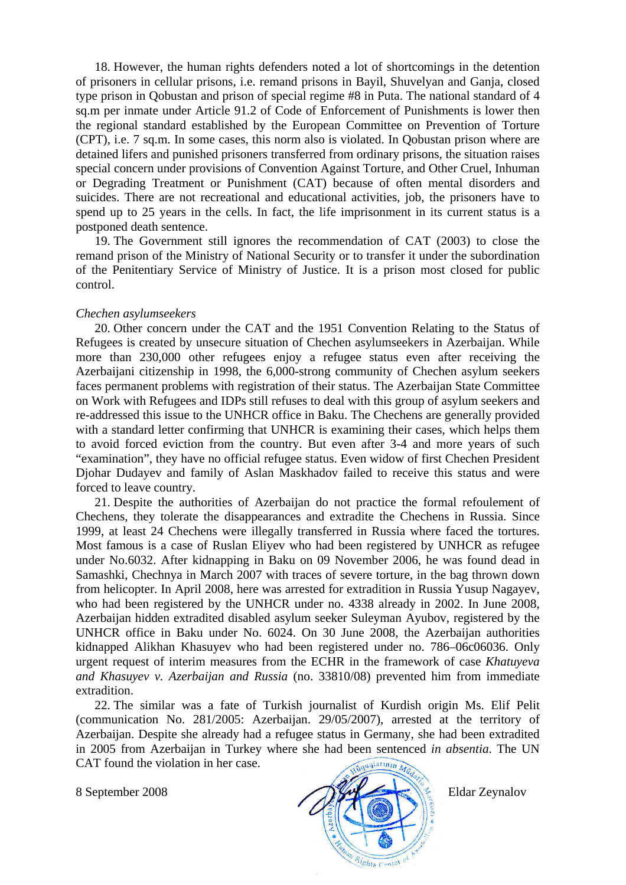18. However, the human rights defenders noted a lot of shortcomings in the detention of prisoners in cellular prisons, i.e. remand prisons in Bayil, Shuvelyan and Ganja, closed type prison in Qobustan and prison of special regime #8 in Puta. The national standard of 4 sq.m per inmate under Article 91.2 of Code of Enforcement of Punishments is lower then the regional standard established by the European Committee on Prevention of Torture (CPT), i.e. 7 sq.m. In some cases, this norm also is violated. In Qobustan prison where are detained lifers and punished prisoners transferred from ordinary prisons, the situation raises special concern under provisions of Convention Against Torture, and Other Cruel, Inhuman or Degrading Treatment or Punishment (CAT) because of often mental disorders and suicides. There are not recreational and educational activities, job, the prisoners have to spend up to 25 years in the cells. In fact, the life imprisonment in its current status is a postponed death sentence.

19. The Government still ignores the recommendation of CAT (2003) to close the remand prison of the Ministry of National Security or to transfer it under the subordination of the Penitentiary Service of Ministry of Justice. It is a prison most closed for public control.

*Chechen asylumseekers*

20. Other concern under the CAT and the 1951 Convention Relating to the Status of Refugees is created by unsecure situation of Chechen asylumseekers in Azerbaijan. While more than 230,000 other refugees enjoy a refugee status even after receiving the Azerbaijani citizenship in 1998, the 6,000-strong community of Chechen asylum seekers faces permanent problems with registration of their status. The Azerbaijan State Committee on Work with Refugees and IDPs still refuses to deal with this group of asylum seekers and re-addressed this issue to the UNHCR office in Baku. The Chechens are generally provided with a standard letter confirming that UNHCR is examining their cases, which helps them to avoid forced eviction from the country. But even after 3-4 and more years of such “examination”, they have no official refugee status. Even widow of first Chechen President Djohar Dudayev and family of Aslan Maskhadov failed to receive this status and were forced to leave country.

21. Despite the authorities of Azerbaijan do not practice the formal refoulement of Chechens, they tolerate the disappearances and extradite the Chechens in Russia. Since 1999, at least 24 Chechens were illegally transferred in Russia where faced the tortures. Most famous is a case of Ruslan Eliyev who had been registered by UNHCR as refugee under No.6032. After kidnapping in Baku on 09 November 2006, he was found dead in Samashki, Chechnya in March 2007 with traces of severe torture, in the bag thrown down from helicopter. In April 2008, here was arrested for extradition in Russia Yusup Nagayev, who had been registered by the UNHCR under no. 4338 already in 2002. In June 2008, Azerbaijan hidden extradited disabled asylum seeker Suleyman Ayubov, registered by the UNHCR office in Baku under No. 6024. On 30 June 2008, the Azerbaijan authorities kidnapped Alikhan Khasuyev who had been registered under no. 786–06c06036. Only urgent request of interim measures from the ECHR in the framework of case *Khatuyeva and Khasuyev v. Azerbaijan and Russia* (no. 33810/08) prevented him from immediate extradition.

22. The similar was a fate of Turkish journalist of Kurdish origin Ms. Elif Pelit (communication No. 281/2005: Azerbaijan. 29/05/2007), arrested at the territory of Azerbaijan. Despite she already had a refugee status in Germany, she had been extradited in 2005 from Azerbaijan in Turkey where she had been sentenced *in absentia*. The UN CAT found the violation in her case.

8 September 2008

Eldar Zeynalov